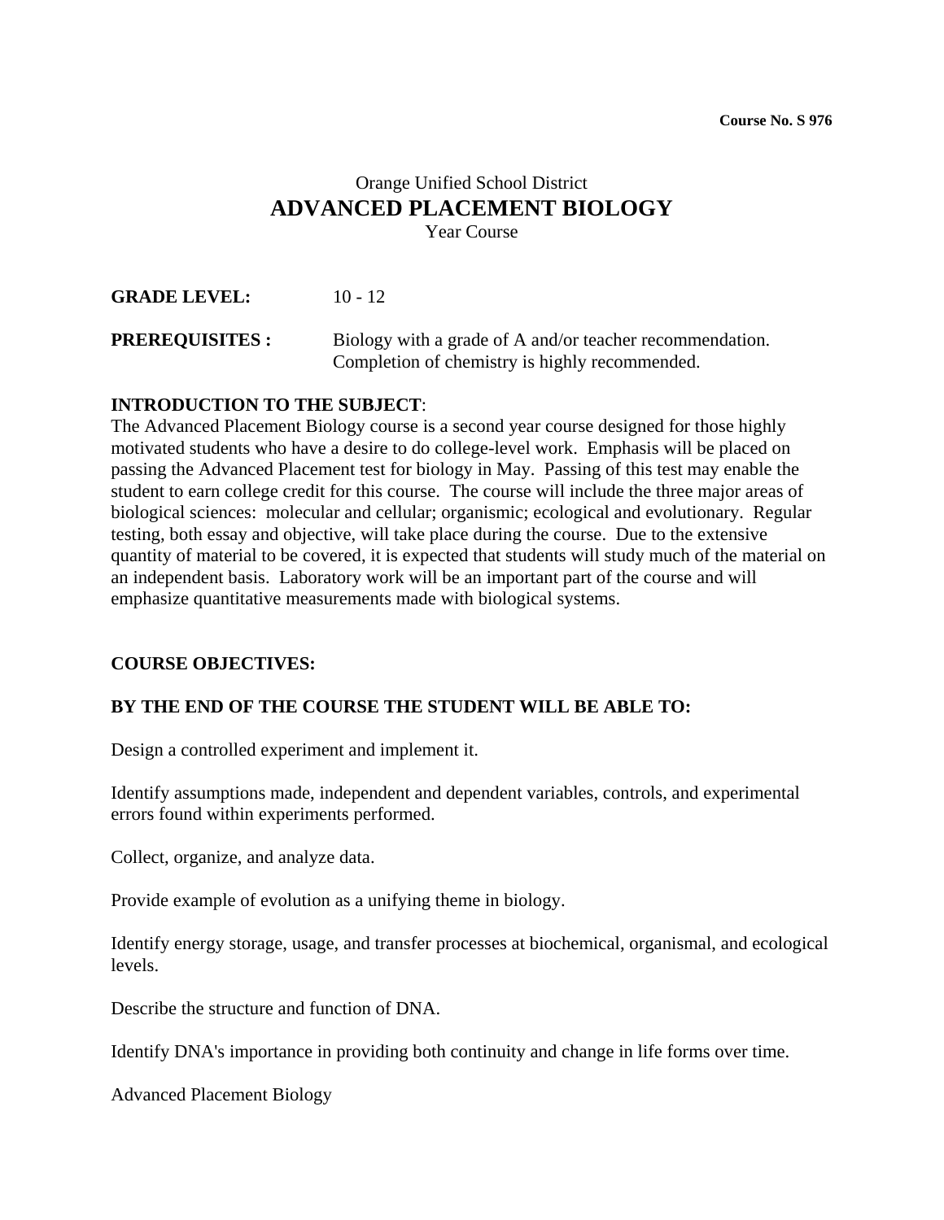**Course No. S 976**

Orange Unified School District

# ADVANCED PLACEMENT BIOLOGY

Year Course

**GRADE LEVEL:** 10 - 12

**PREREQUISITES :** Biology with a grade of A and/or teacher recommendation. Completion of chemistry is highly recommended.

**INTRODUCTION TO THE SUBJECT**:
The Advanced Placement Biology course is a second year course designed for those highly motivated students who have a desire to do college-level work. Emphasis will be placed on passing the Advanced Placement test for biology in May. Passing of this test may enable the student to earn college credit for this course. The course will include the three major areas of biological sciences: molecular and cellular; organismic; ecological and evolutionary. Regular testing, both essay and objective, will take place during the course. Due to the extensive quantity of material to be covered, it is expected that students will study much of the material on an independent basis. Laboratory work will be an important part of the course and will emphasize quantitative measurements made with biological systems.

**COURSE OBJECTIVES:**

**BY THE END OF THE COURSE THE STUDENT WILL BE ABLE TO:**

Design a controlled experiment and implement it.

Identify assumptions made, independent and dependent variables, controls, and experimental errors found within experiments performed.

Collect, organize, and analyze data.

Provide example of evolution as a unifying theme in biology.

Identify energy storage, usage, and transfer processes at biochemical, organismal, and ecological levels.

Describe the structure and function of DNA.

Identify DNA's importance in providing both continuity and change in life forms over time.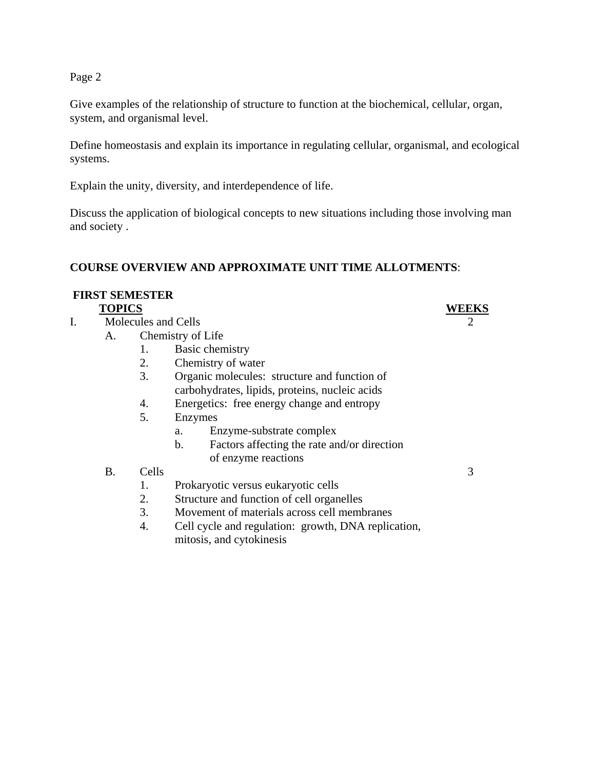Give examples of the relationship of structure to function at the biochemical, cellular, organ, system, and organismal level.

Define homeostasis and explain its importance in regulating cellular, organismal, and ecological systems.

Explain the unity, diversity, and interdependence of life.

Discuss the application of biological concepts to new situations including those involving man and society .

**COURSE OVERVIEW AND APPROXIMATE UNIT TIME ALLOTMENTS**:

**FIRST SEMESTER**

| **TOPICS** | **WEEKS** |
|---|---|
| I. Molecules and Cells | 2 |
| A. Chemistry of Life | |
| 1. Basic chemistry | |
| 2. Chemistry of water | |
| 3. Organic molecules: structure and function of carbohydrates, lipids, proteins, nucleic acids | |
| 4. Energetics: free energy change and entropy | |
| 5. Enzymes | |
| a. Enzyme-substrate complex | |
| b. Factors affecting the rate and/or direction of enzyme reactions | |
| B. Cells | 3 |
| 1. Prokaryotic versus eukaryotic cells | |
| 2. Structure and function of cell organelles | |
| 3. Movement of materials across cell membranes | |
| 4. Cell cycle and regulation: growth, DNA replication, mitosis, and cytokinesis | |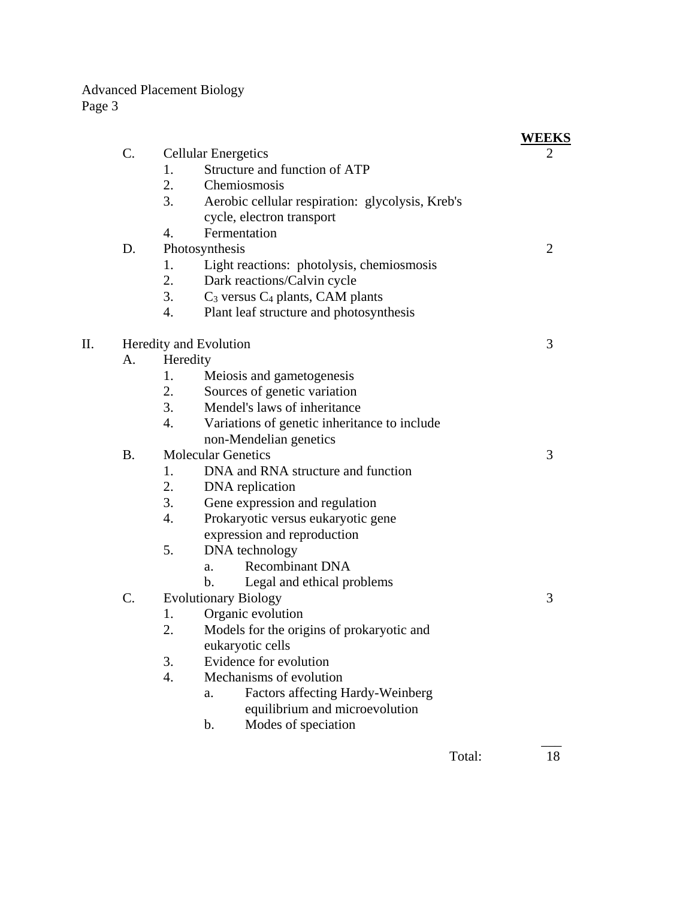| | | WEEKS |
|---|---|---|
| C. | Cellular Energetics | 2 |
| | 1. Structure and function of ATP | |
| | 2. Chemiosmosis | |
| | 3. Aerobic cellular respiration: glycolysis, Kreb's cycle, electron transport | |
| | 4. Fermentation | |
| D. | Photosynthesis | 2 |
| | 1. Light reactions: photolysis, chemiosmosis | |
| | 2. Dark reactions/Calvin cycle | |
| | 3. $C_3$ versus $C_4$ plants, CAM plants | |
| | 4. Plant leaf structure and photosynthesis | |
| II. | Heredity and Evolution | 3 |
| A. | Heredity | |
| | 1. Meiosis and gametogenesis | |
| | 2. Sources of genetic variation | |
| | 3. Mendel's laws of inheritance | |
| | 4. Variations of genetic inheritance to include non-Mendelian genetics | |
| B. | Molecular Genetics | 3 |
| | 1. DNA and RNA structure and function | |
| | 2. DNA replication | |
| | 3. Gene expression and regulation | |
| | 4. Prokaryotic versus eukaryotic gene expression and reproduction | |
| | 5. DNA technology | |
| | a. Recombinant DNA | |
| | b. Legal and ethical problems | |
| C. | Evolutionary Biology | 3 |
| | 1. Organic evolution | |
| | 2. Models for the origins of prokaryotic and eukaryotic cells | |
| | 3. Evidence for evolution | |
| | 4. Mechanisms of evolution | |
| | a. Factors affecting Hardy-Weinberg equilibrium and microevolution | |
| | b. Modes of speciation | |
| | Total: | 18 |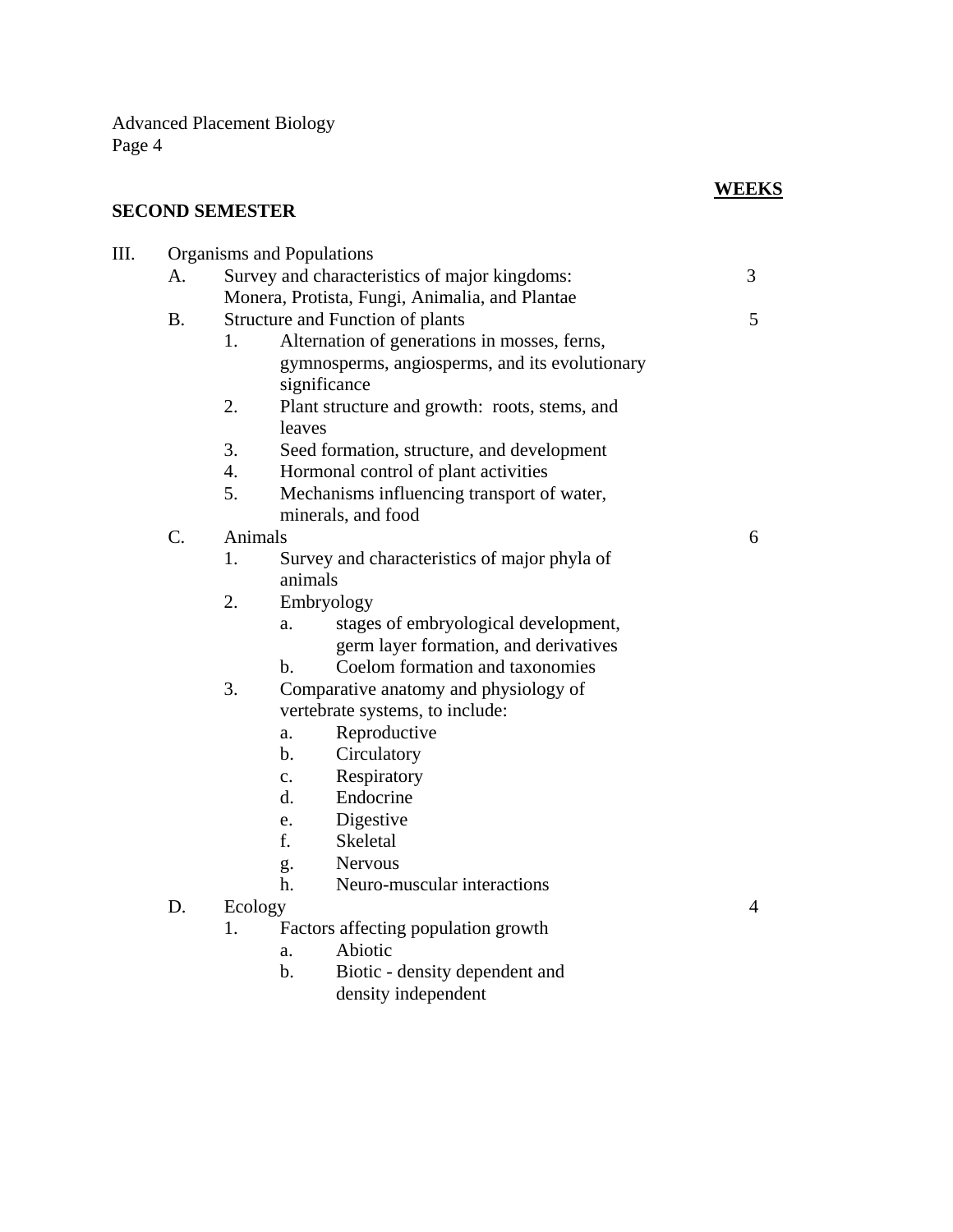**SECOND SEMESTER**

**WEEKS**

III. Organisms and Populations

- A. Survey and characteristics of major kingdoms: Monera, Protista, Fungi, Animalia, and Plantae — 3
- B. Structure and Function of plants — 5
  1. Alternation of generations in mosses, ferns, gymnosperms, angiosperms, and its evolutionary significance
  2. Plant structure and growth: roots, stems, and leaves
  3. Seed formation, structure, and development
  4. Hormonal control of plant activities
  5. Mechanisms influencing transport of water, minerals, and food
- C. Animals — 6
  1. Survey and characteristics of major phyla of animals
  2. Embryology
     - a. stages of embryological development, germ layer formation, and derivatives
     - b. Coelom formation and taxonomies
  3. Comparative anatomy and physiology of vertebrate systems, to include:
     - a. Reproductive
     - b. Circulatory
     - c. Respiratory
     - d. Endocrine
     - e. Digestive
     - f. Skeletal
     - g. Nervous
     - h. Neuro-muscular interactions
- D. Ecology — 4
  1. Factors affecting population growth
     - a. Abiotic
     - b. Biotic - density dependent and density independent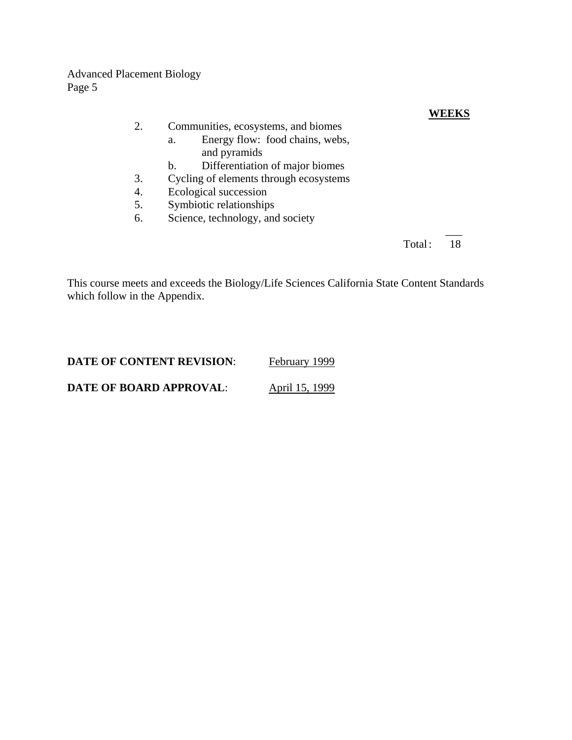**WEEKS**

2. Communities, ecosystems, and biomes
   a. Energy flow: food chains, webs, and pyramids
   b. Differentiation of major biomes
3. Cycling of elements through ecosystems
4. Ecological succession
5. Symbiotic relationships
6. Science, technology, and society

Total: 18

This course meets and exceeds the Biology/Life Sciences California State Content Standards which follow in the Appendix.

**DATE OF CONTENT REVISION**: February 1999

**DATE OF BOARD APPROVAL**: April 15, 1999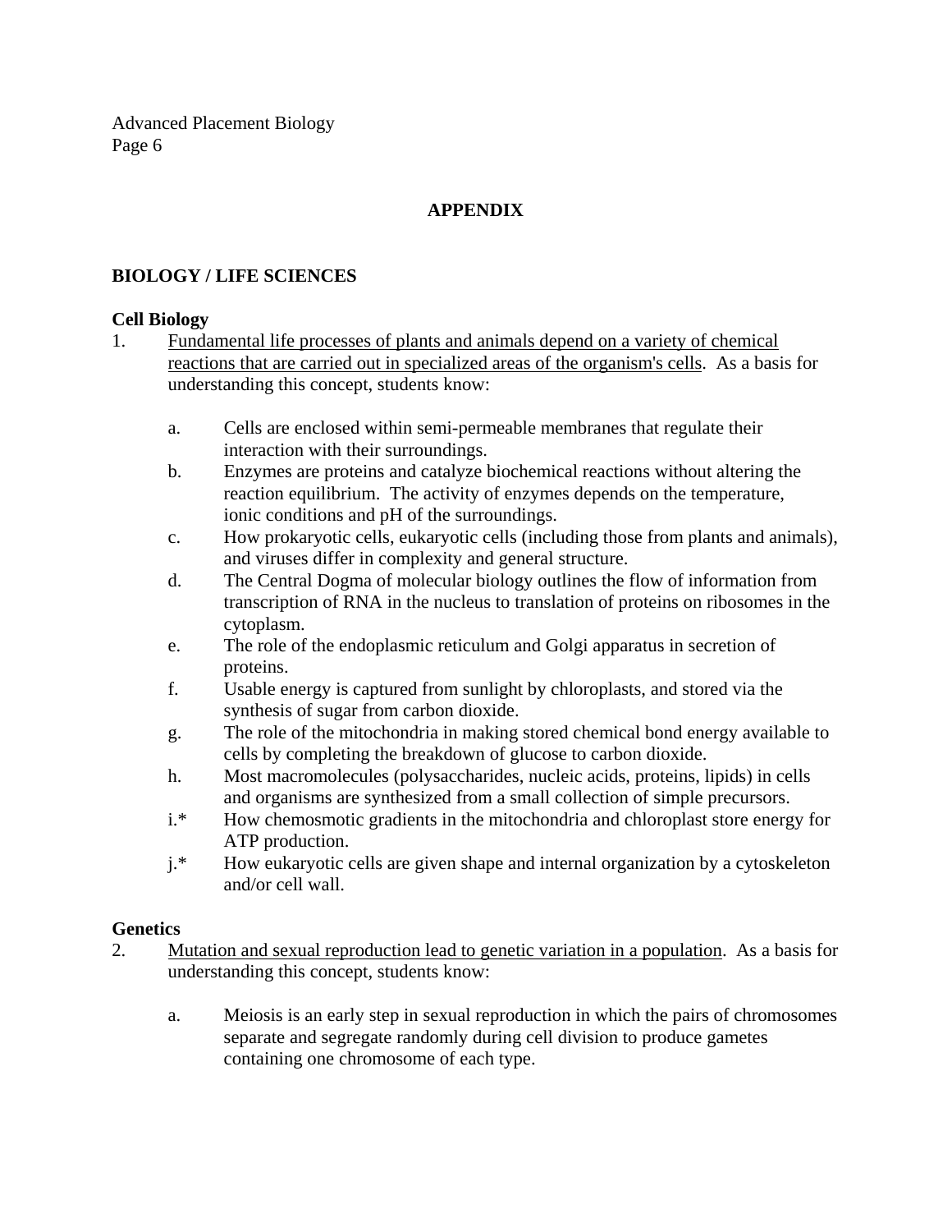## APPENDIX

### BIOLOGY / LIFE SCIENCES

**Cell Biology**

1. <u>Fundamental life processes of plants and animals depend on a variety of chemical reactions that are carried out in specialized areas of the organism's cells</u>. As a basis for understanding this concept, students know:

   a. Cells are enclosed within semi-permeable membranes that regulate their interaction with their surroundings.
   
   b. Enzymes are proteins and catalyze biochemical reactions without altering the reaction equilibrium. The activity of enzymes depends on the temperature, ionic conditions and pH of the surroundings.
   
   c. How prokaryotic cells, eukaryotic cells (including those from plants and animals), and viruses differ in complexity and general structure.
   
   d. The Central Dogma of molecular biology outlines the flow of information from transcription of RNA in the nucleus to translation of proteins on ribosomes in the cytoplasm.
   
   e. The role of the endoplasmic reticulum and Golgi apparatus in secretion of proteins.
   
   f. Usable energy is captured from sunlight by chloroplasts, and stored via the synthesis of sugar from carbon dioxide.
   
   g. The role of the mitochondria in making stored chemical bond energy available to cells by completing the breakdown of glucose to carbon dioxide.
   
   h. Most macromolecules (polysaccharides, nucleic acids, proteins, lipids) in cells and organisms are synthesized from a small collection of simple precursors.
   
   i.* How chemosmotic gradients in the mitochondria and chloroplast store energy for ATP production.
   
   j.* How eukaryotic cells are given shape and internal organization by a cytoskeleton and/or cell wall.

**Genetics**

2. <u>Mutation and sexual reproduction lead to genetic variation in a population</u>. As a basis for understanding this concept, students know:

   a. Meiosis is an early step in sexual reproduction in which the pairs of chromosomes separate and segregate randomly during cell division to produce gametes containing one chromosome of each type.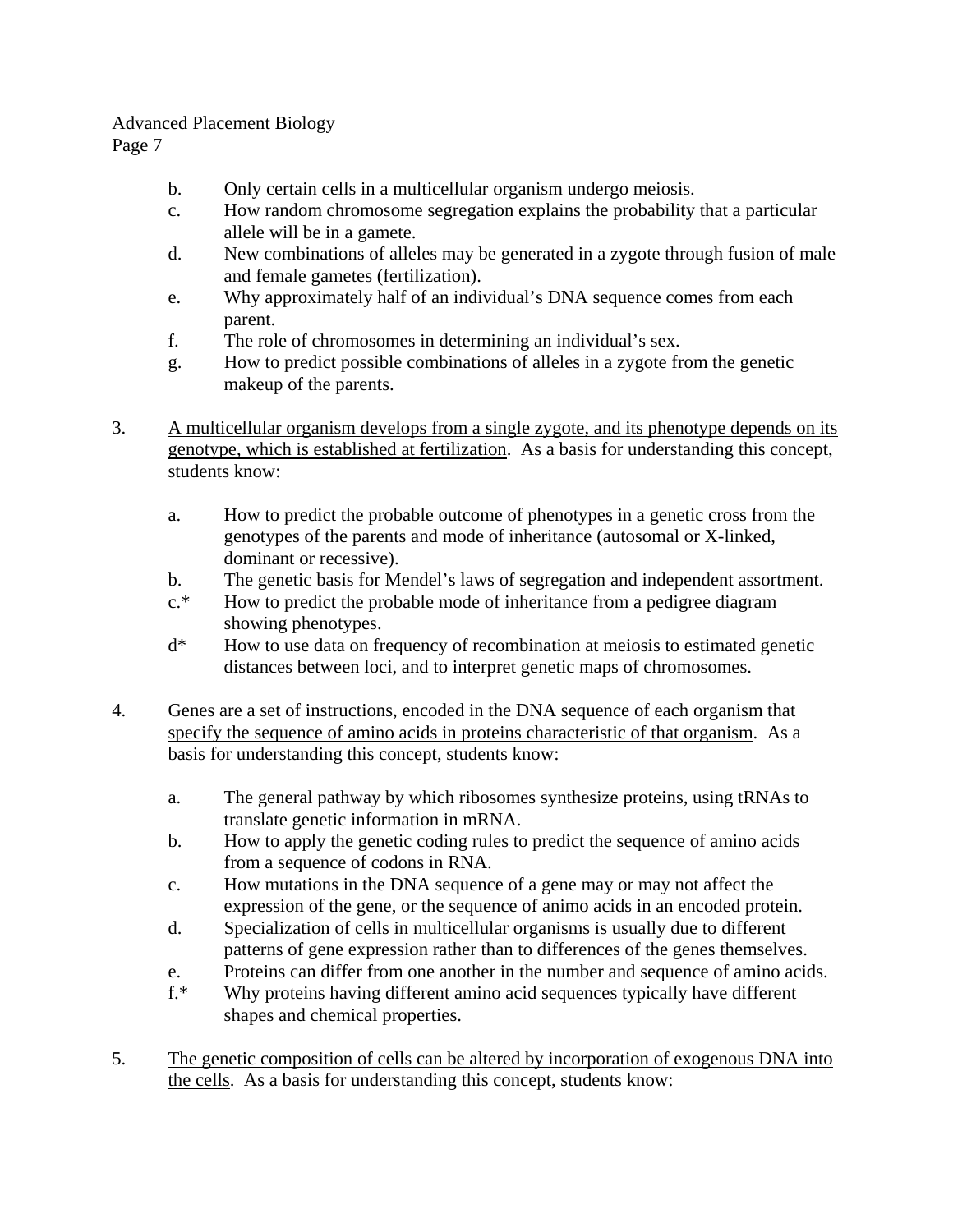b. Only certain cells in a multicellular organism undergo meiosis.

c. How random chromosome segregation explains the probability that a particular allele will be in a gamete.

d. New combinations of alleles may be generated in a zygote through fusion of male and female gametes (fertilization).

e. Why approximately half of an individual's DNA sequence comes from each parent.

f. The role of chromosomes in determining an individual's sex.

g. How to predict possible combinations of alleles in a zygote from the genetic makeup of the parents.

3. <u>A multicellular organism develops from a single zygote, and its phenotype depends on its genotype, which is established at fertilization</u>. As a basis for understanding this concept, students know:

   a. How to predict the probable outcome of phenotypes in a genetic cross from the genotypes of the parents and mode of inheritance (autosomal or X-linked, dominant or recessive).

   b. The genetic basis for Mendel's laws of segregation and independent assortment.

   c.* How to predict the probable mode of inheritance from a pedigree diagram showing phenotypes.

   d* How to use data on frequency of recombination at meiosis to estimated genetic distances between loci, and to interpret genetic maps of chromosomes.

4. <u>Genes are a set of instructions, encoded in the DNA sequence of each organism that specify the sequence of amino acids in proteins characteristic of that organism</u>. As a basis for understanding this concept, students know:

   a. The general pathway by which ribosomes synthesize proteins, using tRNAs to translate genetic information in mRNA.

   b. How to apply the genetic coding rules to predict the sequence of amino acids from a sequence of codons in RNA.

   c. How mutations in the DNA sequence of a gene may or may not affect the expression of the gene, or the sequence of animo acids in an encoded protein.

   d. Specialization of cells in multicellular organisms is usually due to different patterns of gene expression rather than to differences of the genes themselves.

   e. Proteins can differ from one another in the number and sequence of amino acids.

   f.* Why proteins having different amino acid sequences typically have different shapes and chemical properties.

5. <u>The genetic composition of cells can be altered by incorporation of exogenous DNA into the cells</u>. As a basis for understanding this concept, students know: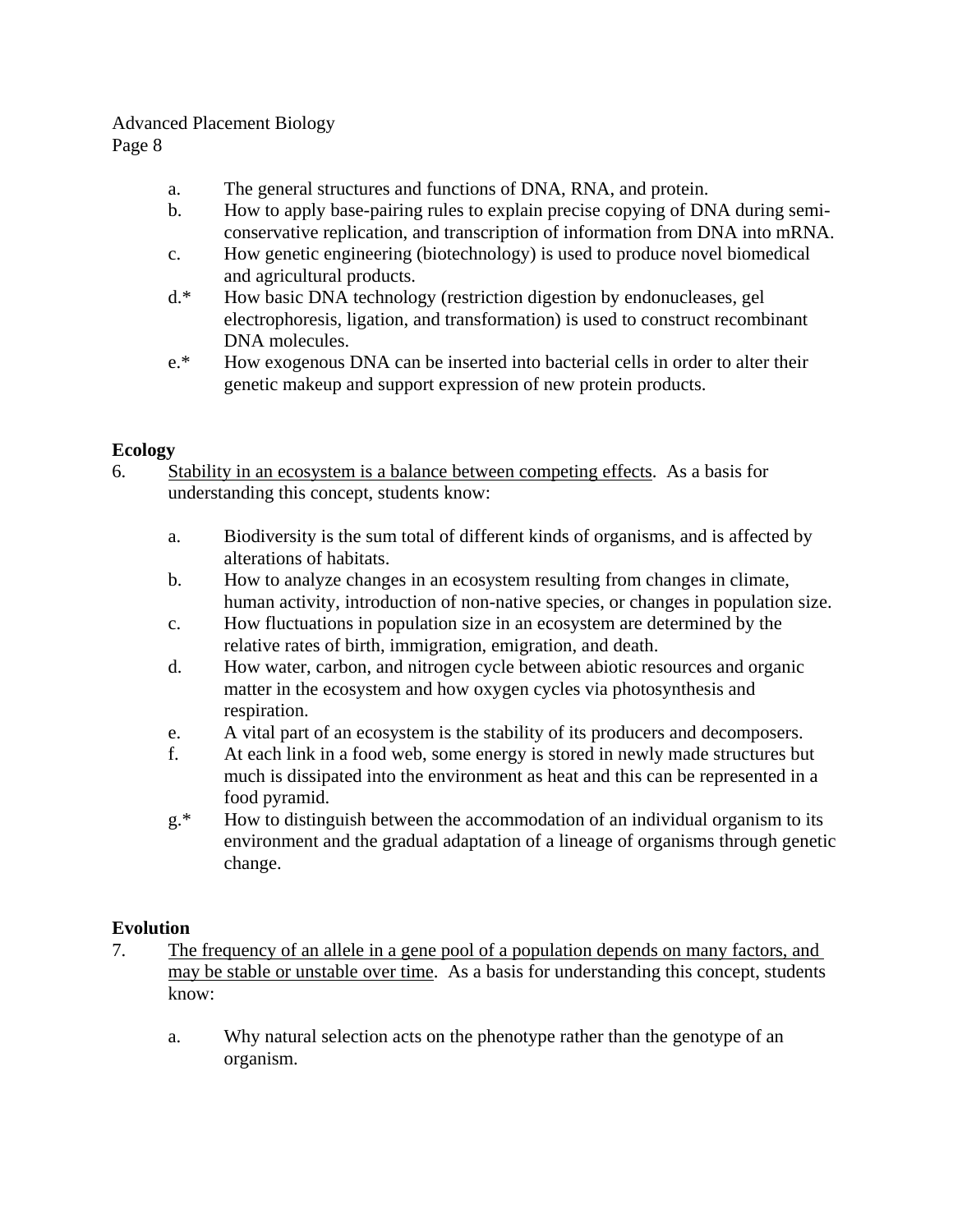a. The general structures and functions of DNA, RNA, and protein.
b. How to apply base-pairing rules to explain precise copying of DNA during semi-conservative replication, and transcription of information from DNA into mRNA.
c. How genetic engineering (biotechnology) is used to produce novel biomedical and agricultural products.
d.* How basic DNA technology (restriction digestion by endonucleases, gel electrophoresis, ligation, and transformation) is used to construct recombinant DNA molecules.
e.* How exogenous DNA can be inserted into bacterial cells in order to alter their genetic makeup and support expression of new protein products.

**Ecology**

6. <u>Stability in an ecosystem is a balance between competing effects</u>. As a basis for understanding this concept, students know:

    a. Biodiversity is the sum total of different kinds of organisms, and is affected by alterations of habitats.
    b. How to analyze changes in an ecosystem resulting from changes in climate, human activity, introduction of non-native species, or changes in population size.
    c. How fluctuations in population size in an ecosystem are determined by the relative rates of birth, immigration, emigration, and death.
    d. How water, carbon, and nitrogen cycle between abiotic resources and organic matter in the ecosystem and how oxygen cycles via photosynthesis and respiration.
    e. A vital part of an ecosystem is the stability of its producers and decomposers.
    f. At each link in a food web, some energy is stored in newly made structures but much is dissipated into the environment as heat and this can be represented in a food pyramid.
    g.* How to distinguish between the accommodation of an individual organism to its environment and the gradual adaptation of a lineage of organisms through genetic change.

**Evolution**

7. <u>The frequency of an allele in a gene pool of a population depends on many factors, and may be stable or unstable over time</u>. As a basis for understanding this concept, students know:

    a. Why natural selection acts on the phenotype rather than the genotype of an organism.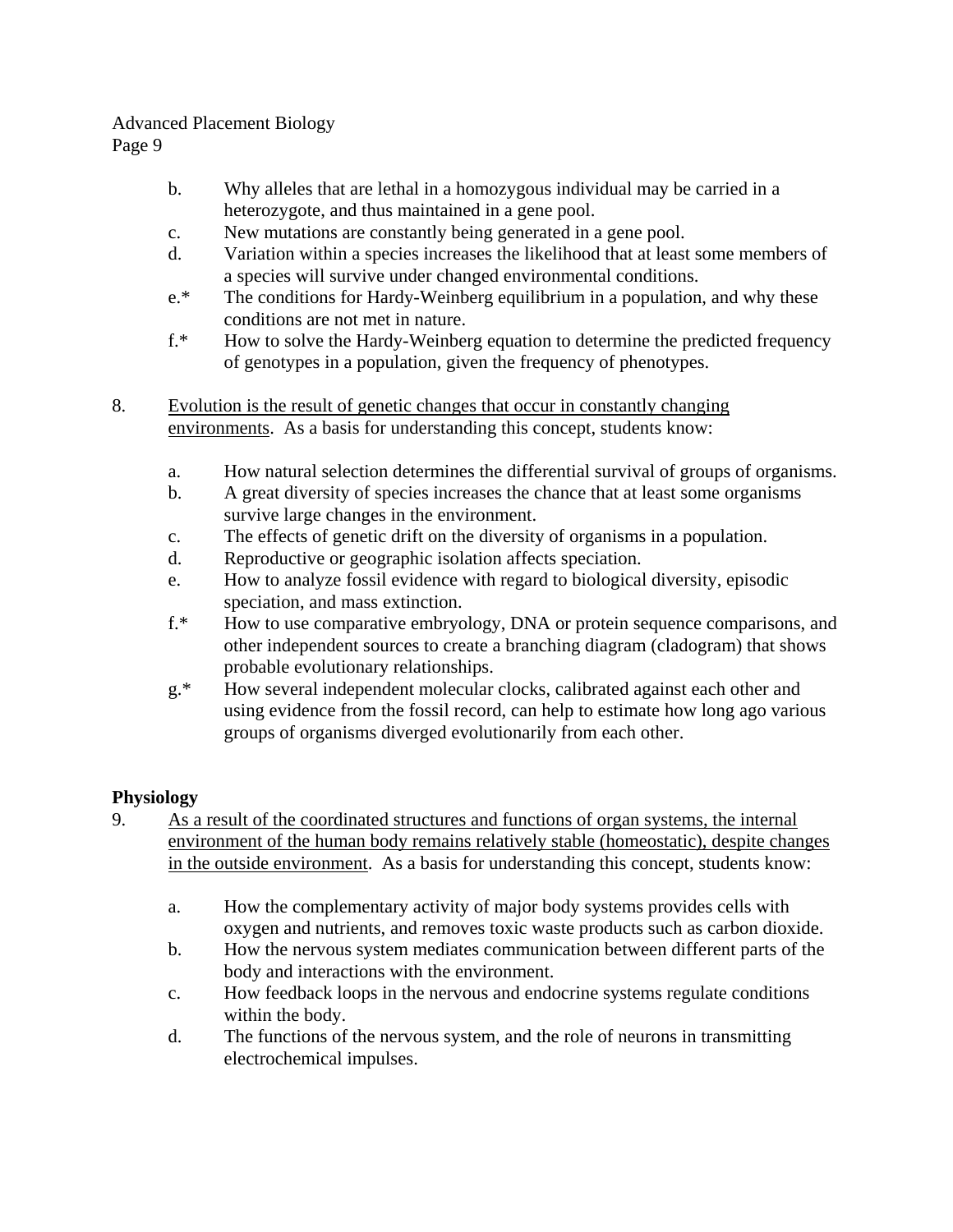b. Why alleles that are lethal in a homozygous individual may be carried in a heterozygote, and thus maintained in a gene pool.
c. New mutations are constantly being generated in a gene pool.
d. Variation within a species increases the likelihood that at least some members of a species will survive under changed environmental conditions.
e.* The conditions for Hardy-Weinberg equilibrium in a population, and why these conditions are not met in nature.
f.* How to solve the Hardy-Weinberg equation to determine the predicted frequency of genotypes in a population, given the frequency of phenotypes.

8. <u>Evolution is the result of genetic changes that occur in constantly changing environments</u>. As a basis for understanding this concept, students know:

   a. How natural selection determines the differential survival of groups of organisms.
   b. A great diversity of species increases the chance that at least some organisms survive large changes in the environment.
   c. The effects of genetic drift on the diversity of organisms in a population.
   d. Reproductive or geographic isolation affects speciation.
   e. How to analyze fossil evidence with regard to biological diversity, episodic speciation, and mass extinction.
   f.* How to use comparative embryology, DNA or protein sequence comparisons, and other independent sources to create a branching diagram (cladogram) that shows probable evolutionary relationships.
   g.* How several independent molecular clocks, calibrated against each other and using evidence from the fossil record, can help to estimate how long ago various groups of organisms diverged evolutionarily from each other.

**Physiology**

9. <u>As a result of the coordinated structures and functions of organ systems, the internal environment of the human body remains relatively stable (homeostatic), despite changes in the outside environment</u>. As a basis for understanding this concept, students know:

   a. How the complementary activity of major body systems provides cells with oxygen and nutrients, and removes toxic waste products such as carbon dioxide.
   b. How the nervous system mediates communication between different parts of the body and interactions with the environment.
   c. How feedback loops in the nervous and endocrine systems regulate conditions within the body.
   d. The functions of the nervous system, and the role of neurons in transmitting electrochemical impulses.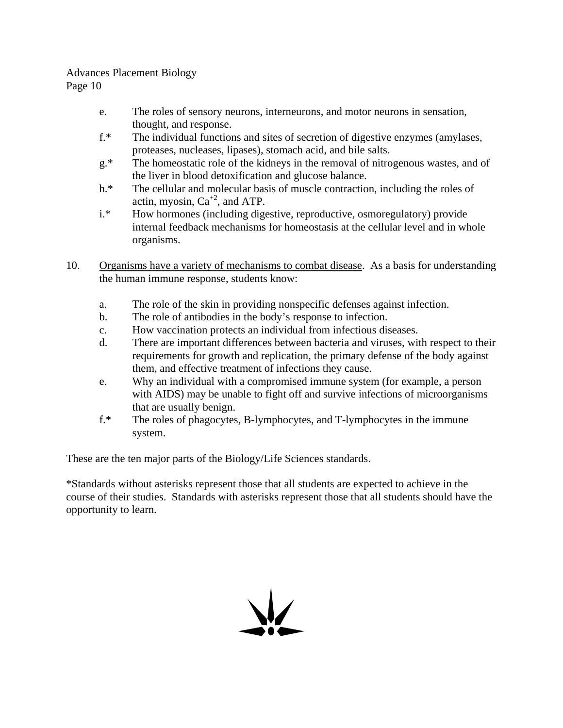e. The roles of sensory neurons, interneurons, and motor neurons in sensation, thought, and response.

f.* The individual functions and sites of secretion of digestive enzymes (amylases, proteases, nucleases, lipases), stomach acid, and bile salts.

g.* The homeostatic role of the kidneys in the removal of nitrogenous wastes, and of the liver in blood detoxification and glucose balance.

h.* The cellular and molecular basis of muscle contraction, including the roles of actin, myosin, $Ca^{+2}$, and ATP.

i.* How hormones (including digestive, reproductive, osmoregulatory) provide internal feedback mechanisms for homeostasis at the cellular level and in whole organisms.

10. <u>Organisms have a variety of mechanisms to combat disease</u>. As a basis for understanding the human immune response, students know:

a. The role of the skin in providing nonspecific defenses against infection.

b. The role of antibodies in the body's response to infection.

c. How vaccination protects an individual from infectious diseases.

d. There are important differences between bacteria and viruses, with respect to their requirements for growth and replication, the primary defense of the body against them, and effective treatment of infections they cause.

e. Why an individual with a compromised immune system (for example, a person with AIDS) may be unable to fight off and survive infections of microorganisms that are usually benign.

f.* The roles of phagocytes, B-lymphocytes, and T-lymphocytes in the immune system.

These are the ten major parts of the Biology/Life Sciences standards.

*Standards without asterisks represent those that all students are expected to achieve in the course of their studies. Standards with asterisks represent those that all students should have the opportunity to learn.